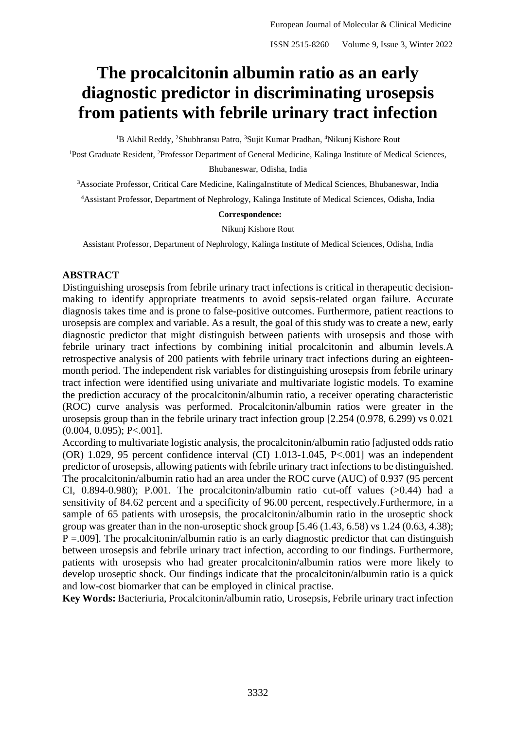# The procalcitonin albumin ratio as an early diagnostic predictor in discriminating urosepsis from patients with febrile urinary tract infection

[1]B Akhil Reddy, [2]Shubhransu Patro, [3]Sujit Kumar Pradhan, [4]Nikunj Kishore Rout

[1]Post Graduate Resident, [2]Professor Department of General Medicine, Kalinga Institute of Medical Sciences, Bhubaneswar, Odisha, India

[3]Associate Professor, Critical Care Medicine, KalingaInstitute of Medical Sciences, Bhubaneswar, India

[4]Assistant Professor, Department of Nephrology, Kalinga Institute of Medical Sciences, Odisha, India

**Correspondence:**

Nikunj Kishore Rout

Assistant Professor, Department of Nephrology, Kalinga Institute of Medical Sciences, Odisha, India

## ABSTRACT

Distinguishing urosepsis from febrile urinary tract infections is critical in therapeutic decision-making to identify appropriate treatments to avoid sepsis-related organ failure. Accurate diagnosis takes time and is prone to false-positive outcomes. Furthermore, patient reactions to urosepsis are complex and variable. As a result, the goal of this study was to create a new, early diagnostic predictor that might distinguish between patients with urosepsis and those with febrile urinary tract infections by combining initial procalcitonin and albumin levels.A retrospective analysis of 200 patients with febrile urinary tract infections during an eighteen-month period. The independent risk variables for distinguishing urosepsis from febrile urinary tract infection were identified using univariate and multivariate logistic models. To examine the prediction accuracy of the procalcitonin/albumin ratio, a receiver operating characteristic (ROC) curve analysis was performed. Procalcitonin/albumin ratios were greater in the urosepsis group than in the febrile urinary tract infection group [2.254 (0.978, 6.299) vs 0.021 (0.004, 0.095); P<.001].

According to multivariate logistic analysis, the procalcitonin/albumin ratio [adjusted odds ratio (OR) 1.029, 95 percent confidence interval (CI) 1.013-1.045, P<.001] was an independent predictor of urosepsis, allowing patients with febrile urinary tract infections to be distinguished. The procalcitonin/albumin ratio had an area under the ROC curve (AUC) of 0.937 (95 percent CI, 0.894-0.980); P.001. The procalcitonin/albumin ratio cut-off values (>0.44) had a sensitivity of 84.62 percent and a specificity of 96.00 percent, respectively.Furthermore, in a sample of 65 patients with urosepsis, the procalcitonin/albumin ratio in the uroseptic shock group was greater than in the non-uroseptic shock group [5.46 (1.43, 6.58) vs 1.24 (0.63, 4.38); P =.009]. The procalcitonin/albumin ratio is an early diagnostic predictor that can distinguish between urosepsis and febrile urinary tract infection, according to our findings. Furthermore, patients with urosepsis who had greater procalcitonin/albumin ratios were more likely to develop uroseptic shock. Our findings indicate that the procalcitonin/albumin ratio is a quick and low-cost biomarker that can be employed in clinical practise.

**Key Words:** Bacteriuria, Procalcitonin/albumin ratio, Urosepsis, Febrile urinary tract infection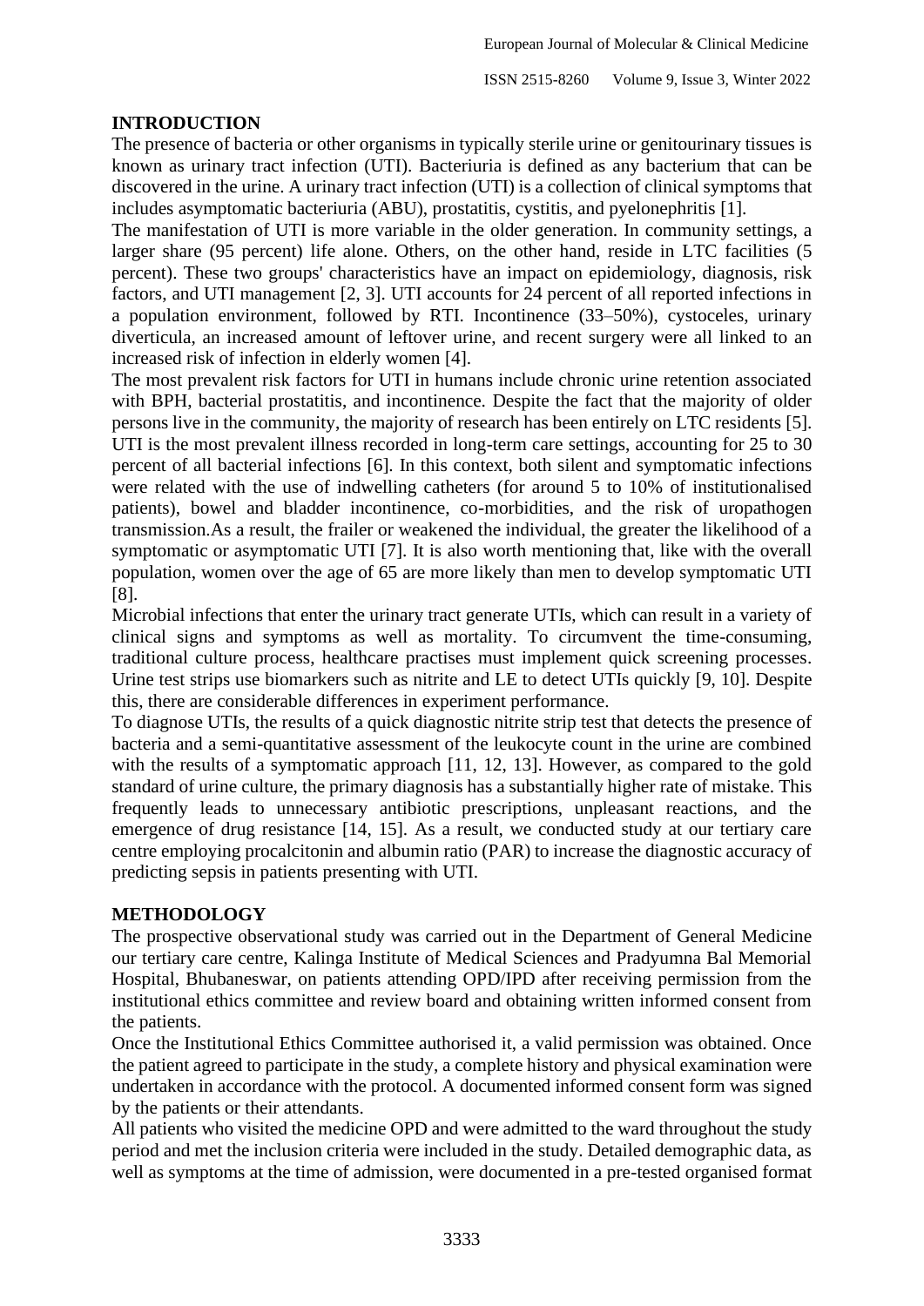## INTRODUCTION

The presence of bacteria or other organisms in typically sterile urine or genitourinary tissues is known as urinary tract infection (UTI). Bacteriuria is defined as any bacterium that can be discovered in the urine. A urinary tract infection (UTI) is a collection of clinical symptoms that includes asymptomatic bacteriuria (ABU), prostatitis, cystitis, and pyelonephritis [1].

The manifestation of UTI is more variable in the older generation. In community settings, a larger share (95 percent) life alone. Others, on the other hand, reside in LTC facilities (5 percent). These two groups' characteristics have an impact on epidemiology, diagnosis, risk factors, and UTI management [2, 3]. UTI accounts for 24 percent of all reported infections in a population environment, followed by RTI. Incontinence (33–50%), cystoceles, urinary diverticula, an increased amount of leftover urine, and recent surgery were all linked to an increased risk of infection in elderly women [4].

The most prevalent risk factors for UTI in humans include chronic urine retention associated with BPH, bacterial prostatitis, and incontinence. Despite the fact that the majority of older persons live in the community, the majority of research has been entirely on LTC residents [5]. UTI is the most prevalent illness recorded in long-term care settings, accounting for 25 to 30 percent of all bacterial infections [6]. In this context, both silent and symptomatic infections were related with the use of indwelling catheters (for around 5 to 10% of institutionalised patients), bowel and bladder incontinence, co-morbidities, and the risk of uropathogen transmission.As a result, the frailer or weakened the individual, the greater the likelihood of a symptomatic or asymptomatic UTI [7]. It is also worth mentioning that, like with the overall population, women over the age of 65 are more likely than men to develop symptomatic UTI [8].

Microbial infections that enter the urinary tract generate UTIs, which can result in a variety of clinical signs and symptoms as well as mortality. To circumvent the time-consuming, traditional culture process, healthcare practises must implement quick screening processes. Urine test strips use biomarkers such as nitrite and LE to detect UTIs quickly [9, 10]. Despite this, there are considerable differences in experiment performance.

To diagnose UTIs, the results of a quick diagnostic nitrite strip test that detects the presence of bacteria and a semi-quantitative assessment of the leukocyte count in the urine are combined with the results of a symptomatic approach [11, 12, 13]. However, as compared to the gold standard of urine culture, the primary diagnosis has a substantially higher rate of mistake. This frequently leads to unnecessary antibiotic prescriptions, unpleasant reactions, and the emergence of drug resistance [14, 15]. As a result, we conducted study at our tertiary care centre employing procalcitonin and albumin ratio (PAR) to increase the diagnostic accuracy of predicting sepsis in patients presenting with UTI.

## METHODOLOGY

The prospective observational study was carried out in the Department of General Medicine our tertiary care centre, Kalinga Institute of Medical Sciences and Pradyumna Bal Memorial Hospital, Bhubaneswar, on patients attending OPD/IPD after receiving permission from the institutional ethics committee and review board and obtaining written informed consent from the patients.

Once the Institutional Ethics Committee authorised it, a valid permission was obtained. Once the patient agreed to participate in the study, a complete history and physical examination were undertaken in accordance with the protocol. A documented informed consent form was signed by the patients or their attendants.

All patients who visited the medicine OPD and were admitted to the ward throughout the study period and met the inclusion criteria were included in the study. Detailed demographic data, as well as symptoms at the time of admission, were documented in a pre-tested organised format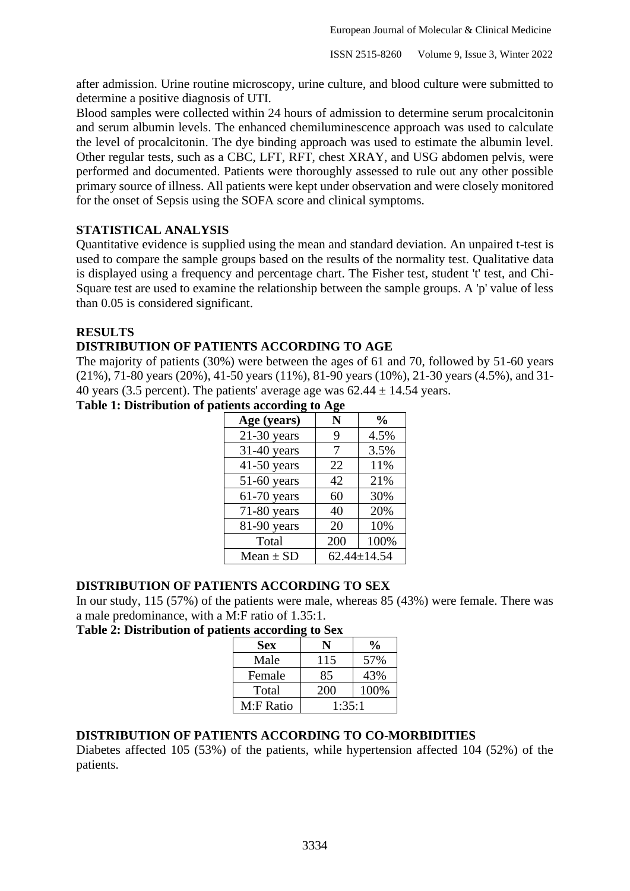after admission. Urine routine microscopy, urine culture, and blood culture were submitted to determine a positive diagnosis of UTI.

Blood samples were collected within 24 hours of admission to determine serum procalcitonin and serum albumin levels. The enhanced chemiluminescence approach was used to calculate the level of procalcitonin. The dye binding approach was used to estimate the albumin level. Other regular tests, such as a CBC, LFT, RFT, chest XRAY, and USG abdomen pelvis, were performed and documented. Patients were thoroughly assessed to rule out any other possible primary source of illness. All patients were kept under observation and were closely monitored for the onset of Sepsis using the SOFA score and clinical symptoms.

## STATISTICAL ANALYSIS

Quantitative evidence is supplied using the mean and standard deviation. An unpaired t-test is used to compare the sample groups based on the results of the normality test. Qualitative data is displayed using a frequency and percentage chart. The Fisher test, student 't' test, and Chi-Square test are used to examine the relationship between the sample groups. A 'p' value of less than 0.05 is considered significant.

## RESULTS

### DISTRIBUTION OF PATIENTS ACCORDING TO AGE

The majority of patients (30%) were between the ages of 61 and 70, followed by 51-60 years (21%), 71-80 years (20%), 41-50 years (11%), 81-90 years (10%), 21-30 years (4.5%), and 31-40 years (3.5 percent). The patients' average age was $62.44 \pm 14.54$ years.

**Table 1: Distribution of patients according to Age**

| Age (years) | N | % |
|---|---|---|
| 21-30 years | 9 | 4.5% |
| 31-40 years | 7 | 3.5% |
| 41-50 years | 22 | 11% |
| 51-60 years | 42 | 21% |
| 61-70 years | 60 | 30% |
| 71-80 years | 40 | 20% |
| 81-90 years | 20 | 10% |
| Total | 200 | 100% |
| Mean ± SD | 62.44±14.54 | |

### DISTRIBUTION OF PATIENTS ACCORDING TO SEX

In our study, 115 (57%) of the patients were male, whereas 85 (43%) were female. There was a male predominance, with a M:F ratio of 1.35:1.

**Table 2: Distribution of patients according to Sex**

| Sex | N | % |
|---|---|---|
| Male | 115 | 57% |
| Female | 85 | 43% |
| Total | 200 | 100% |
| M:F Ratio | 1:35:1 | |

### DISTRIBUTION OF PATIENTS ACCORDING TO CO-MORBIDITIES

Diabetes affected 105 (53%) of the patients, while hypertension affected 104 (52%) of the patients.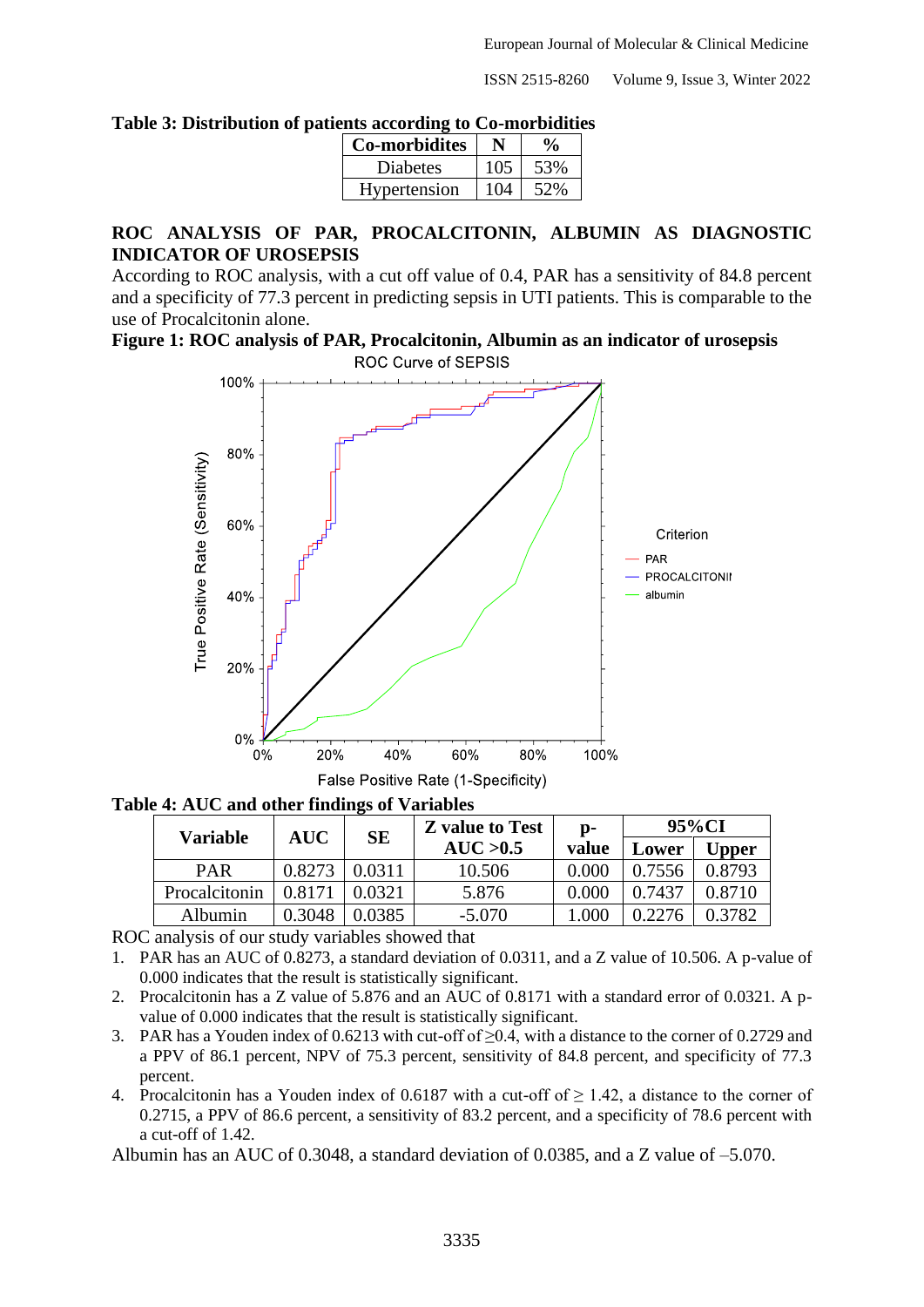**Table 3: Distribution of patients according to Co-morbidities**

| Co-morbidites | N | % |
|---|---|---|
| Diabetes | 105 | 53% |
| Hypertension | 104 | 52% |

## ROC ANALYSIS OF PAR, PROCALCITONIN, ALBUMIN AS DIAGNOSTIC INDICATOR OF UROSEPSIS

According to ROC analysis, with a cut off value of 0.4, PAR has a sensitivity of 84.8 percent and a specificity of 77.3 percent in predicting sepsis in UTI patients. This is comparable to the use of Procalcitonin alone.

**Figure 1: ROC analysis of PAR, Procalcitonin, Albumin as an indicator of urosepsis**

**Table 4: AUC and other findings of Variables**

| Variable | AUC | SE | Z value to Test AUC >0.5 | p-value | 95%CI | |
|---|---|---|---|---|---|---|
| | | | | | Lower | Upper |
| PAR | 0.8273 | 0.0311 | 10.506 | 0.000 | 0.7556 | 0.8793 |
| Procalcitonin | 0.8171 | 0.0321 | 5.876 | 0.000 | 0.7437 | 0.8710 |
| Albumin | 0.3048 | 0.0385 | -5.070 | 1.000 | 0.2276 | 0.3782 |

ROC analysis of our study variables showed that

1. PAR has an AUC of 0.8273, a standard deviation of 0.0311, and a Z value of 10.506. A p-value of 0.000 indicates that the result is statistically significant.
2. Procalcitonin has a Z value of 5.876 and an AUC of 0.8171 with a standard error of 0.0321. A p-value of 0.000 indicates that the result is statistically significant.
3. PAR has a Youden index of 0.6213 with cut-off of $\geq$0.4, with a distance to the corner of 0.2729 and a PPV of 86.1 percent, NPV of 75.3 percent, sensitivity of 84.8 percent, and specificity of 77.3 percent.
4. Procalcitonin has a Youden index of 0.6187 with a cut-off of $\geq$ 1.42, a distance to the corner of 0.2715, a PPV of 86.6 percent, a sensitivity of 83.2 percent, and a specificity of 78.6 percent with a cut-off of 1.42.

Albumin has an AUC of 0.3048, a standard deviation of 0.0385, and a Z value of –5.070.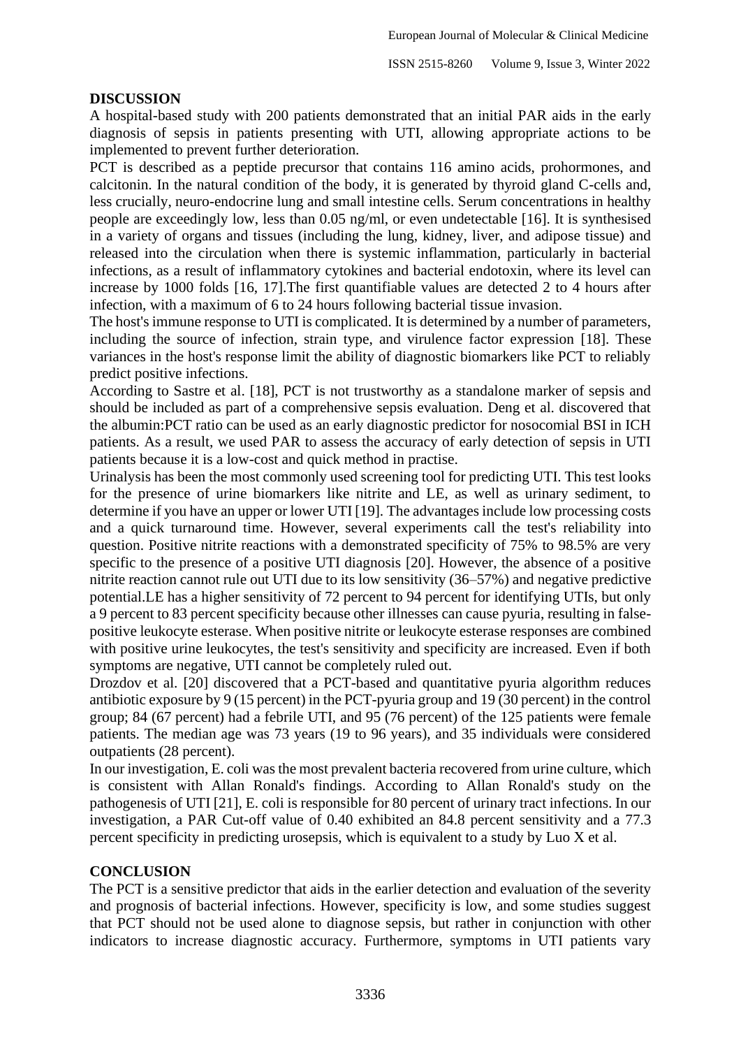## DISCUSSION

A hospital-based study with 200 patients demonstrated that an initial PAR aids in the early diagnosis of sepsis in patients presenting with UTI, allowing appropriate actions to be implemented to prevent further deterioration.

PCT is described as a peptide precursor that contains 116 amino acids, prohormones, and calcitonin. In the natural condition of the body, it is generated by thyroid gland C-cells and, less crucially, neuro-endocrine lung and small intestine cells. Serum concentrations in healthy people are exceedingly low, less than 0.05 ng/ml, or even undetectable [16]. It is synthesised in a variety of organs and tissues (including the lung, kidney, liver, and adipose tissue) and released into the circulation when there is systemic inflammation, particularly in bacterial infections, as a result of inflammatory cytokines and bacterial endotoxin, where its level can increase by 1000 folds [16, 17].The first quantifiable values are detected 2 to 4 hours after infection, with a maximum of 6 to 24 hours following bacterial tissue invasion.

The host's immune response to UTI is complicated. It is determined by a number of parameters, including the source of infection, strain type, and virulence factor expression [18]. These variances in the host's response limit the ability of diagnostic biomarkers like PCT to reliably predict positive infections.

According to Sastre et al. [18], PCT is not trustworthy as a standalone marker of sepsis and should be included as part of a comprehensive sepsis evaluation. Deng et al. discovered that the albumin:PCT ratio can be used as an early diagnostic predictor for nosocomial BSI in ICH patients. As a result, we used PAR to assess the accuracy of early detection of sepsis in UTI patients because it is a low-cost and quick method in practise.

Urinalysis has been the most commonly used screening tool for predicting UTI. This test looks for the presence of urine biomarkers like nitrite and LE, as well as urinary sediment, to determine if you have an upper or lower UTI [19]. The advantages include low processing costs and a quick turnaround time. However, several experiments call the test's reliability into question. Positive nitrite reactions with a demonstrated specificity of 75% to 98.5% are very specific to the presence of a positive UTI diagnosis [20]. However, the absence of a positive nitrite reaction cannot rule out UTI due to its low sensitivity (36–57%) and negative predictive potential.LE has a higher sensitivity of 72 percent to 94 percent for identifying UTIs, but only a 9 percent to 83 percent specificity because other illnesses can cause pyuria, resulting in false-positive leukocyte esterase. When positive nitrite or leukocyte esterase responses are combined with positive urine leukocytes, the test's sensitivity and specificity are increased. Even if both symptoms are negative, UTI cannot be completely ruled out.

Drozdov et al. [20] discovered that a PCT-based and quantitative pyuria algorithm reduces antibiotic exposure by 9 (15 percent) in the PCT-pyuria group and 19 (30 percent) in the control group; 84 (67 percent) had a febrile UTI, and 95 (76 percent) of the 125 patients were female patients. The median age was 73 years (19 to 96 years), and 35 individuals were considered outpatients (28 percent).

In our investigation, E. coli was the most prevalent bacteria recovered from urine culture, which is consistent with Allan Ronald's findings. According to Allan Ronald's study on the pathogenesis of UTI [21], E. coli is responsible for 80 percent of urinary tract infections. In our investigation, a PAR Cut-off value of 0.40 exhibited an 84.8 percent sensitivity and a 77.3 percent specificity in predicting urosepsis, which is equivalent to a study by Luo X et al.

## CONCLUSION

The PCT is a sensitive predictor that aids in the earlier detection and evaluation of the severity and prognosis of bacterial infections. However, specificity is low, and some studies suggest that PCT should not be used alone to diagnose sepsis, but rather in conjunction with other indicators to increase diagnostic accuracy. Furthermore, symptoms in UTI patients vary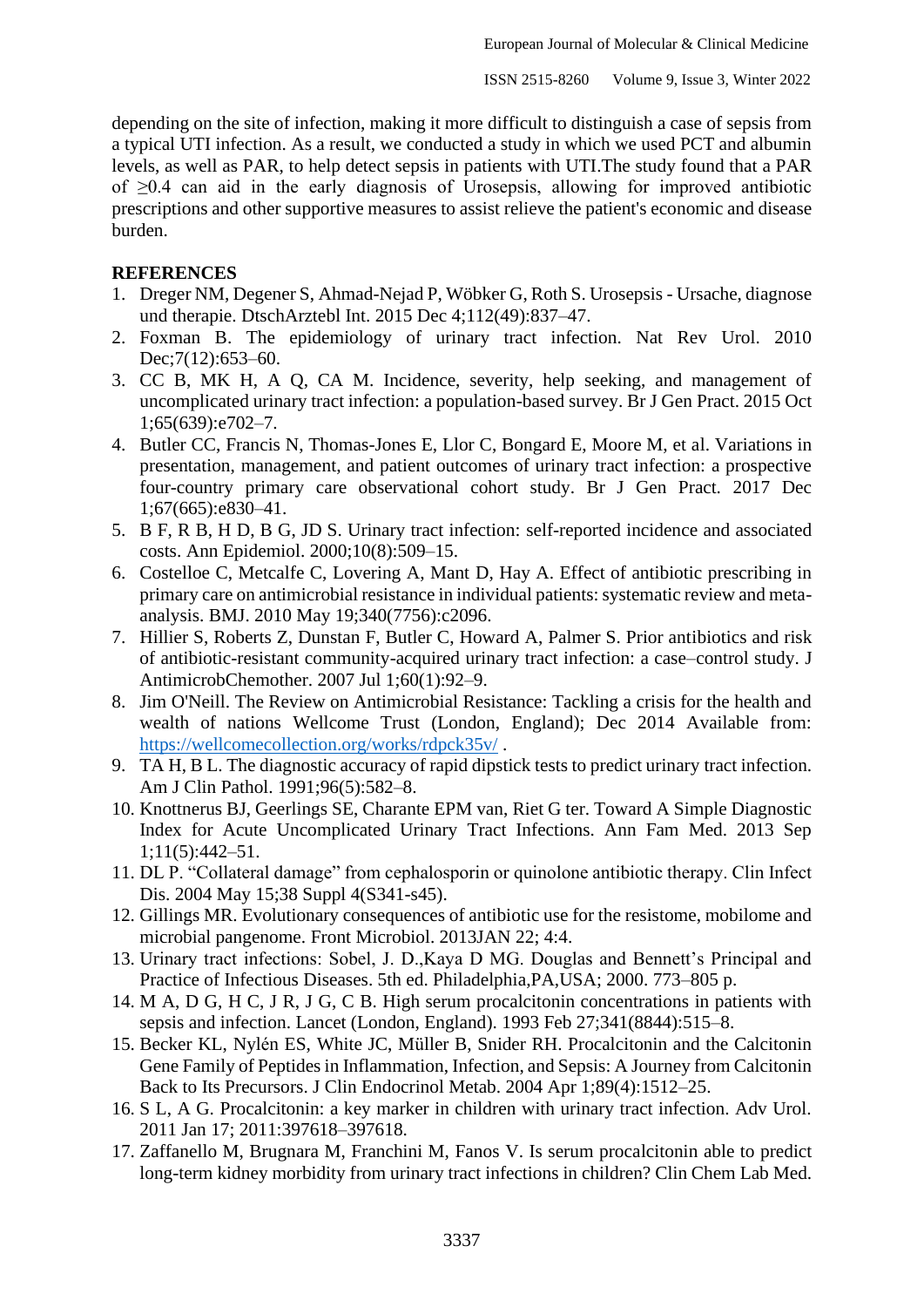depending on the site of infection, making it more difficult to distinguish a case of sepsis from a typical UTI infection. As a result, we conducted a study in which we used PCT and albumin levels, as well as PAR, to help detect sepsis in patients with UTI.The study found that a PAR of ≥0.4 can aid in the early diagnosis of Urosepsis, allowing for improved antibiotic prescriptions and other supportive measures to assist relieve the patient's economic and disease burden.

**REFERENCES**

1. Dreger NM, Degener S, Ahmad-Nejad P, Wöbker G, Roth S. Urosepsis - Ursache, diagnose und therapie. DtschArztebl Int. 2015 Dec 4;112(49):837–47.
2. Foxman B. The epidemiology of urinary tract infection. Nat Rev Urol. 2010 Dec;7(12):653–60.
3. CC B, MK H, A Q, CA M. Incidence, severity, help seeking, and management of uncomplicated urinary tract infection: a population-based survey. Br J Gen Pract. 2015 Oct 1;65(639):e702–7.
4. Butler CC, Francis N, Thomas-Jones E, Llor C, Bongard E, Moore M, et al. Variations in presentation, management, and patient outcomes of urinary tract infection: a prospective four-country primary care observational cohort study. Br J Gen Pract. 2017 Dec 1;67(665):e830–41.
5. B F, R B, H D, B G, JD S. Urinary tract infection: self-reported incidence and associated costs. Ann Epidemiol. 2000;10(8):509–15.
6. Costelloe C, Metcalfe C, Lovering A, Mant D, Hay A. Effect of antibiotic prescribing in primary care on antimicrobial resistance in individual patients: systematic review and meta-analysis. BMJ. 2010 May 19;340(7756):c2096.
7. Hillier S, Roberts Z, Dunstan F, Butler C, Howard A, Palmer S. Prior antibiotics and risk of antibiotic-resistant community-acquired urinary tract infection: a case–control study. J AntimicrobChemother. 2007 Jul 1;60(1):92–9.
8. Jim O'Neill. The Review on Antimicrobial Resistance: Tackling a crisis for the health and wealth of nations Wellcome Trust (London, England); Dec 2014 Available from: https://wellcomecollection.org/works/rdpck35v/ .
9. TA H, B L. The diagnostic accuracy of rapid dipstick tests to predict urinary tract infection. Am J Clin Pathol. 1991;96(5):582–8.
10. Knottnerus BJ, Geerlings SE, Charante EPM van, Riet G ter. Toward A Simple Diagnostic Index for Acute Uncomplicated Urinary Tract Infections. Ann Fam Med. 2013 Sep 1;11(5):442–51.
11. DL P. "Collateral damage" from cephalosporin or quinolone antibiotic therapy. Clin Infect Dis. 2004 May 15;38 Suppl 4(S341-s45).
12. Gillings MR. Evolutionary consequences of antibiotic use for the resistome, mobilome and microbial pangenome. Front Microbiol. 2013JAN 22; 4:4.
13. Urinary tract infections: Sobel, J. D.,Kaya D MG. Douglas and Bennett's Principal and Practice of Infectious Diseases. 5th ed. Philadelphia,PA,USA; 2000. 773–805 p.
14. M A, D G, H C, J R, J G, C B. High serum procalcitonin concentrations in patients with sepsis and infection. Lancet (London, England). 1993 Feb 27;341(8844):515–8.
15. Becker KL, Nylén ES, White JC, Müller B, Snider RH. Procalcitonin and the Calcitonin Gene Family of Peptides in Inflammation, Infection, and Sepsis: A Journey from Calcitonin Back to Its Precursors. J Clin Endocrinol Metab. 2004 Apr 1;89(4):1512–25.
16. S L, A G. Procalcitonin: a key marker in children with urinary tract infection. Adv Urol. 2011 Jan 17; 2011:397618–397618.
17. Zaffanello M, Brugnara M, Franchini M, Fanos V. Is serum procalcitonin able to predict long-term kidney morbidity from urinary tract infections in children? Clin Chem Lab Med.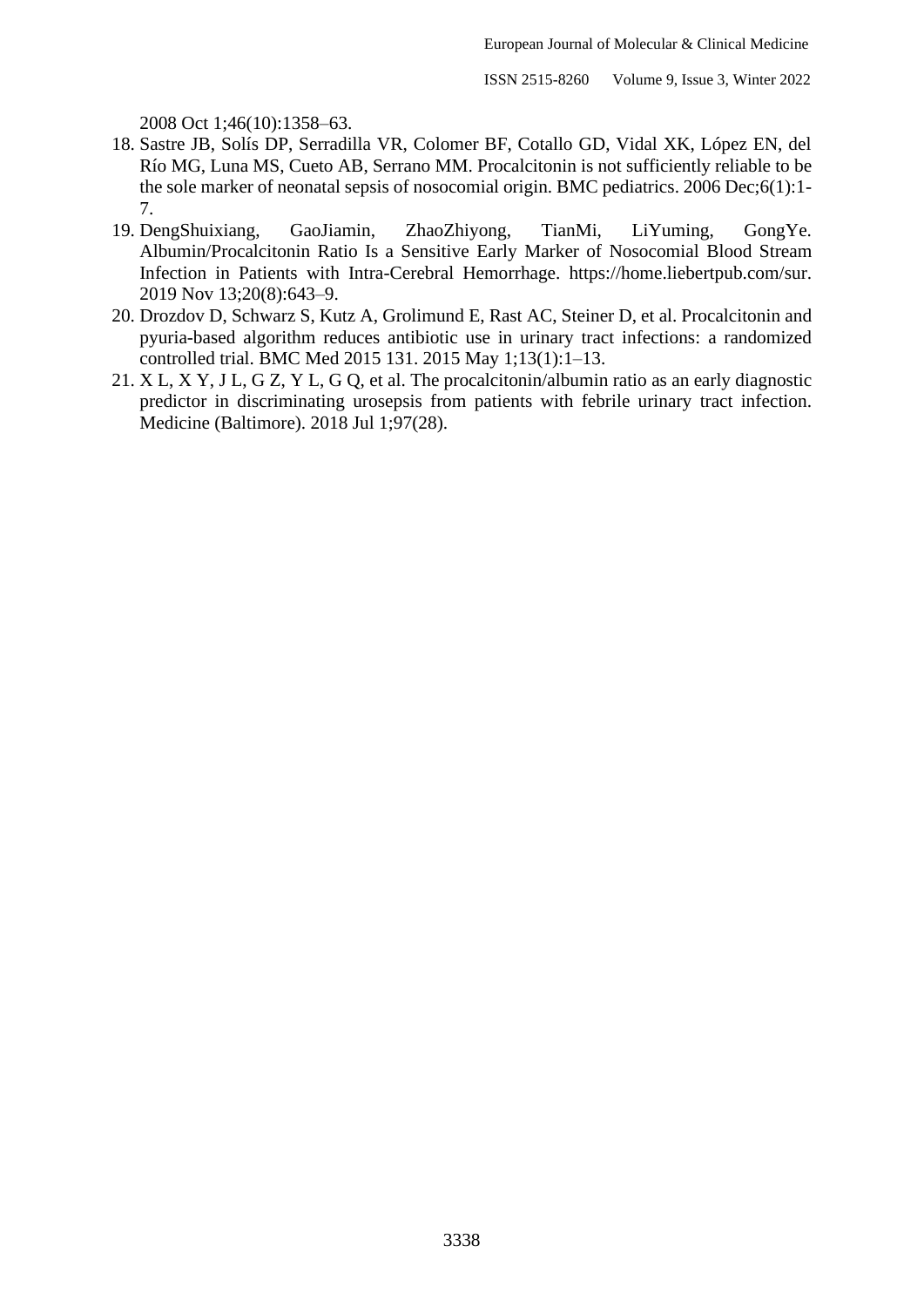2008 Oct 1;46(10):1358–63.

18. Sastre JB, Solís DP, Serradilla VR, Colomer BF, Cotallo GD, Vidal XK, López EN, del Río MG, Luna MS, Cueto AB, Serrano MM. Procalcitonin is not sufficiently reliable to be the sole marker of neonatal sepsis of nosocomial origin. BMC pediatrics. 2006 Dec;6(1):1-7.
19. DengShuixiang, GaoJiamin, ZhaoZhiyong, TianMi, LiYuming, GongYe. Albumin/Procalcitonin Ratio Is a Sensitive Early Marker of Nosocomial Blood Stream Infection in Patients with Intra-Cerebral Hemorrhage. https://home.liebertpub.com/sur. 2019 Nov 13;20(8):643–9.
20. Drozdov D, Schwarz S, Kutz A, Grolimund E, Rast AC, Steiner D, et al. Procalcitonin and pyuria-based algorithm reduces antibiotic use in urinary tract infections: a randomized controlled trial. BMC Med 2015 131. 2015 May 1;13(1):1–13.
21. X L, X Y, J L, G Z, Y L, G Q, et al. The procalcitonin/albumin ratio as an early diagnostic predictor in discriminating urosepsis from patients with febrile urinary tract infection. Medicine (Baltimore). 2018 Jul 1;97(28).